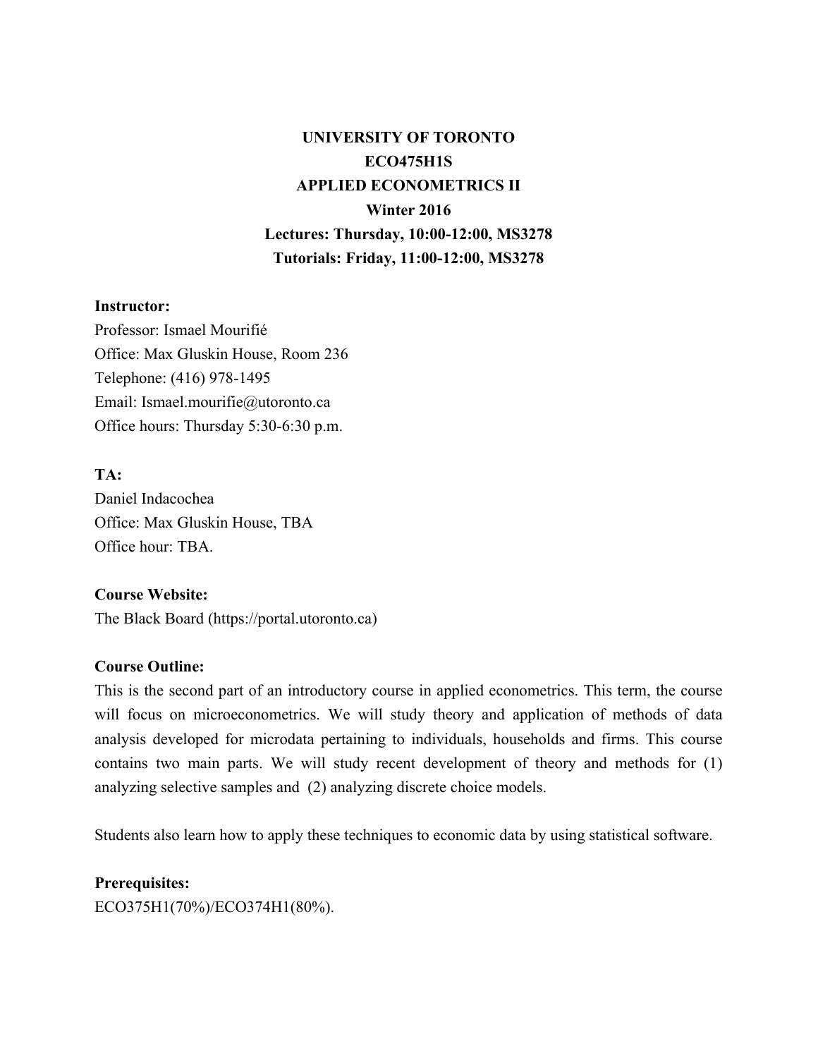# UNIVERSITY OF TORONTO
# ECO475H1S
# APPLIED ECONOMETRICS II
# Winter 2016
## Lectures: Thursday, 10:00-12:00, MS3278
## Tutorials: Friday, 11:00-12:00, MS3278

**Instructor:**
Professor: Ismael Mourifié
Office: Max Gluskin House, Room 236
Telephone: (416) 978-1495
Email: Ismael.mourifie@utoronto.ca
Office hours: Thursday 5:30-6:30 p.m.

**TA:**
Daniel Indacochea
Office: Max Gluskin House, TBA
Office hour: TBA.

**Course Website:**
The Black Board (https://portal.utoronto.ca)

**Course Outline:**
This is the second part of an introductory course in applied econometrics. This term, the course will focus on microeconometrics. We will study theory and application of methods of data analysis developed for microdata pertaining to individuals, households and firms. This course contains two main parts. We will study recent development of theory and methods for (1) analyzing selective samples and (2) analyzing discrete choice models.

Students also learn how to apply these techniques to economic data by using statistical software.

**Prerequisites:**
ECO375H1(70%)/ECO374H1(80%).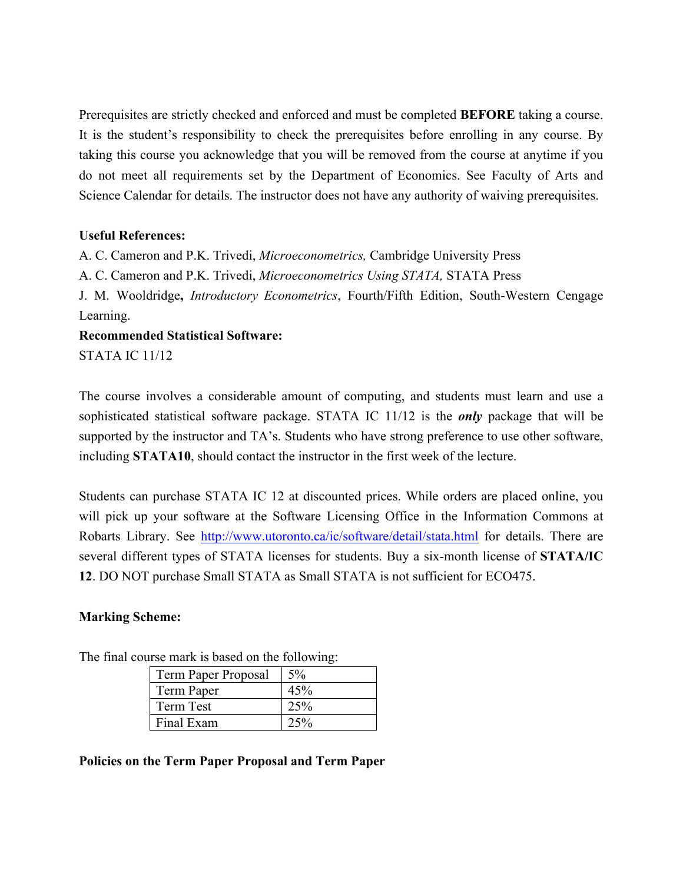Prerequisites are strictly checked and enforced and must be completed **BEFORE** taking a course. It is the student's responsibility to check the prerequisites before enrolling in any course. By taking this course you acknowledge that you will be removed from the course at anytime if you do not meet all requirements set by the Department of Economics. See Faculty of Arts and Science Calendar for details. The instructor does not have any authority of waiving prerequisites.

**Useful References:**

A. C. Cameron and P.K. Trivedi, *Microeconometrics,* Cambridge University Press

A. C. Cameron and P.K. Trivedi, *Microeconometrics Using STATA,* STATA Press

J. M. Wooldridge**,** *Introductory Econometrics*, Fourth/Fifth Edition, South-Western Cengage Learning.

**Recommended Statistical Software:**

STATA IC 11/12

The course involves a considerable amount of computing, and students must learn and use a sophisticated statistical software package. STATA IC 11/12 is the ***only*** package that will be supported by the instructor and TA's. Students who have strong preference to use other software, including **STATA10**, should contact the instructor in the first week of the lecture.

Students can purchase STATA IC 12 at discounted prices. While orders are placed online, you will pick up your software at the Software Licensing Office in the Information Commons at Robarts Library. See [http://www.utoronto.ca/ic/software/detail/stata.html](http://www.utoronto.ca/ic/software/detail/stata.html) for details. There are several different types of STATA licenses for students. Buy a six-month license of **STATA/IC 12**. DO NOT purchase Small STATA as Small STATA is not sufficient for ECO475.

**Marking Scheme:**

The final course mark is based on the following:

| Component | Weight |
|---|---|
| Term Paper Proposal | 5% |
| Term Paper | 45% |
| Term Test | 25% |
| Final Exam | 25% |

**Policies on the Term Paper Proposal and Term Paper**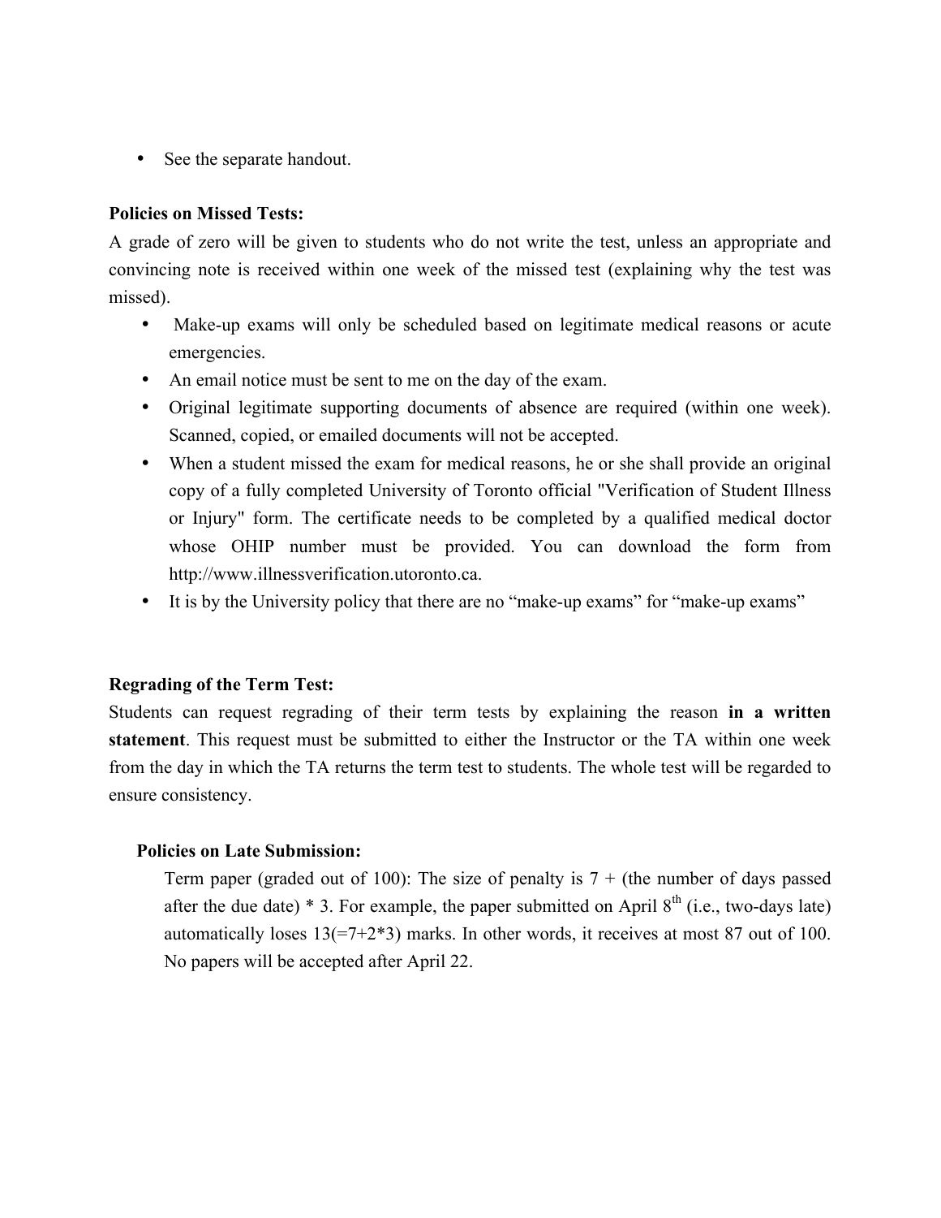- See the separate handout.

**Policies on Missed Tests:**

A grade of zero will be given to students who do not write the test, unless an appropriate and convincing note is received within one week of the missed test (explaining why the test was missed).

- Make-up exams will only be scheduled based on legitimate medical reasons or acute emergencies.
- An email notice must be sent to me on the day of the exam.
- Original legitimate supporting documents of absence are required (within one week). Scanned, copied, or emailed documents will not be accepted.
- When a student missed the exam for medical reasons, he or she shall provide an original copy of a fully completed University of Toronto official "Verification of Student Illness or Injury" form. The certificate needs to be completed by a qualified medical doctor whose OHIP number must be provided. You can download the form from http://www.illnessverification.utoronto.ca.
- It is by the University policy that there are no "make-up exams" for "make-up exams"

**Regrading of the Term Test:**

Students can request regrading of their term tests by explaining the reason **in a written statement**. This request must be submitted to either the Instructor or the TA within one week from the day in which the TA returns the term test to students. The whole test will be regarded to ensure consistency.

**Policies on Late Submission:**

Term paper (graded out of 100): The size of penalty is 7 + (the number of days passed after the due date) * 3. For example, the paper submitted on April 8th (i.e., two-days late) automatically loses 13(=7+2*3) marks. In other words, it receives at most 87 out of 100. No papers will be accepted after April 22.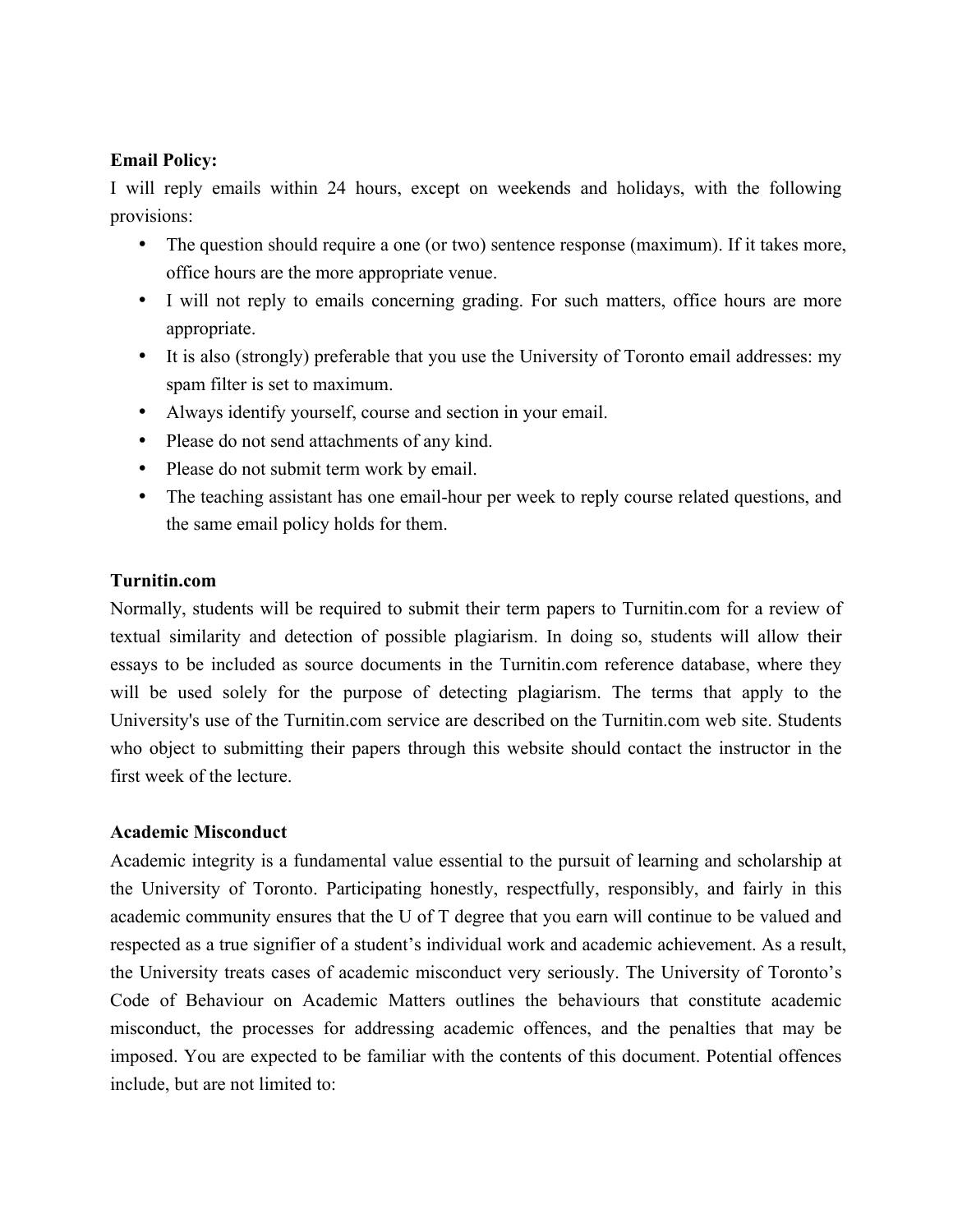**Email Policy:**

I will reply emails within 24 hours, except on weekends and holidays, with the following provisions:

- The question should require a one (or two) sentence response (maximum). If it takes more, office hours are the more appropriate venue.
- I will not reply to emails concerning grading. For such matters, office hours are more appropriate.
- It is also (strongly) preferable that you use the University of Toronto email addresses: my spam filter is set to maximum.
- Always identify yourself, course and section in your email.
- Please do not send attachments of any kind.
- Please do not submit term work by email.
- The teaching assistant has one email-hour per week to reply course related questions, and the same email policy holds for them.

**Turnitin.com**

Normally, students will be required to submit their term papers to Turnitin.com for a review of textual similarity and detection of possible plagiarism. In doing so, students will allow their essays to be included as source documents in the Turnitin.com reference database, where they will be used solely for the purpose of detecting plagiarism. The terms that apply to the University's use of the Turnitin.com service are described on the Turnitin.com web site. Students who object to submitting their papers through this website should contact the instructor in the first week of the lecture.

**Academic Misconduct**

Academic integrity is a fundamental value essential to the pursuit of learning and scholarship at the University of Toronto. Participating honestly, respectfully, responsibly, and fairly in this academic community ensures that the U of T degree that you earn will continue to be valued and respected as a true signifier of a student's individual work and academic achievement. As a result, the University treats cases of academic misconduct very seriously. The University of Toronto's Code of Behaviour on Academic Matters outlines the behaviours that constitute academic misconduct, the processes for addressing academic offences, and the penalties that may be imposed. You are expected to be familiar with the contents of this document. Potential offences include, but are not limited to: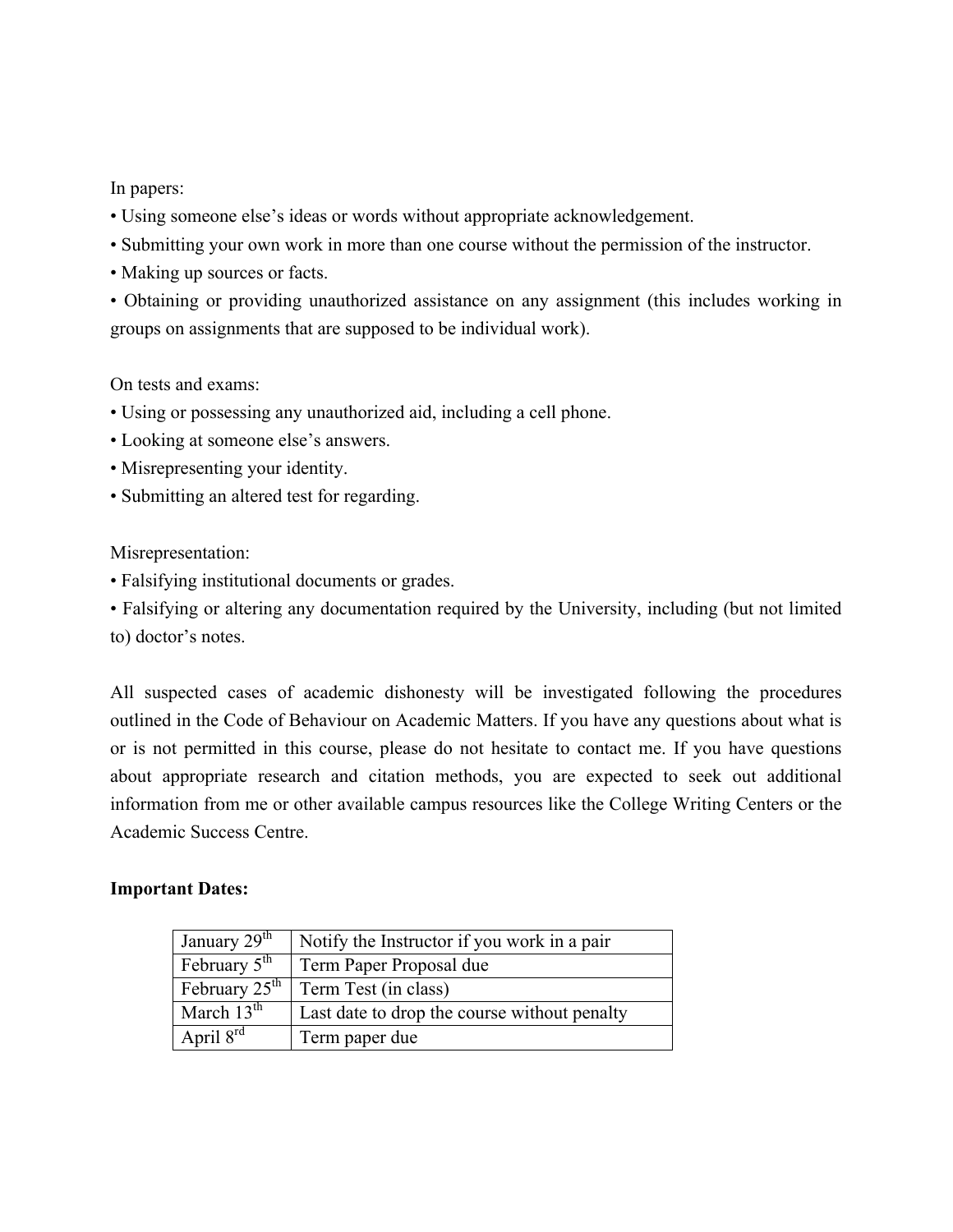In papers:

• Using someone else's ideas or words without appropriate acknowledgement.

• Submitting your own work in more than one course without the permission of the instructor.

• Making up sources or facts.

• Obtaining or providing unauthorized assistance on any assignment (this includes working in groups on assignments that are supposed to be individual work).

On tests and exams:

• Using or possessing any unauthorized aid, including a cell phone.

• Looking at someone else's answers.

• Misrepresenting your identity.

• Submitting an altered test for regarding.

Misrepresentation:

• Falsifying institutional documents or grades.

• Falsifying or altering any documentation required by the University, including (but not limited to) doctor's notes.

All suspected cases of academic dishonesty will be investigated following the procedures outlined in the Code of Behaviour on Academic Matters. If you have any questions about what is or is not permitted in this course, please do not hesitate to contact me. If you have questions about appropriate research and citation methods, you are expected to seek out additional information from me or other available campus resources like the College Writing Centers or the Academic Success Centre.

**Important Dates:**

| | |
|---|---|
| January 29th | Notify the Instructor if you work in a pair |
| February 5th | Term Paper Proposal due |
| February 25th | Term Test (in class) |
| March 13th | Last date to drop the course without penalty |
| April 8rd | Term paper due |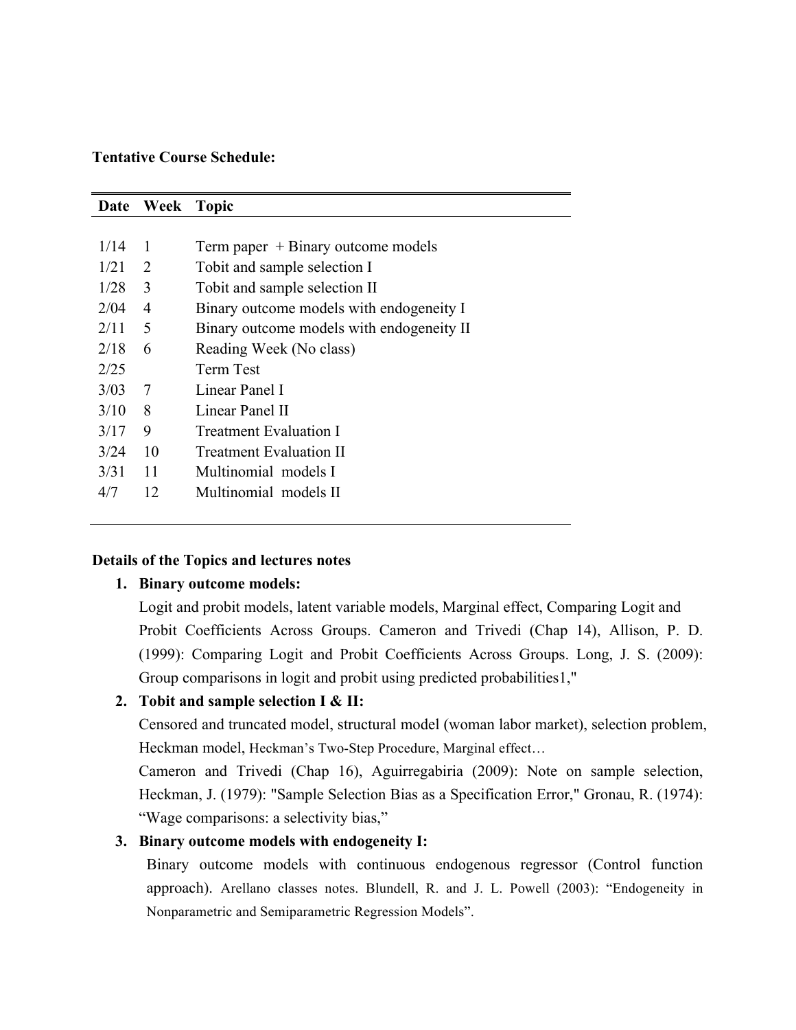**Tentative Course Schedule:**

| Date | Week | Topic |
|---|---|---|
| 1/14 | 1 | Term paper + Binary outcome models |
| 1/21 | 2 | Tobit and sample selection I |
| 1/28 | 3 | Tobit and sample selection II |
| 2/04 | 4 | Binary outcome models with endogeneity I |
| 2/11 | 5 | Binary outcome models with endogeneity II |
| 2/18 | 6 | Reading Week (No class) |
| 2/25 | | Term Test |
| 3/03 | 7 | Linear Panel I |
| 3/10 | 8 | Linear Panel II |
| 3/17 | 9 | Treatment Evaluation I |
| 3/24 | 10 | Treatment Evaluation II |
| 3/31 | 11 | Multinomial models I |
| 4/7 | 12 | Multinomial models II |

**Details of the Topics and lectures notes**

1. **Binary outcome models:**
   Logit and probit models, latent variable models, Marginal effect, Comparing Logit and Probit Coefficients Across Groups. Cameron and Trivedi (Chap 14), Allison, P. D. (1999): Comparing Logit and Probit Coefficients Across Groups. Long, J. S. (2009): Group comparisons in logit and probit using predicted probabilities1,"

2. **Tobit and sample selection I & II:**
   Censored and truncated model, structural model (woman labor market), selection problem, Heckman model, Heckman's Two-Step Procedure, Marginal effect…
   Cameron and Trivedi (Chap 16), Aguirregabiria (2009): Note on sample selection, Heckman, J. (1979): "Sample Selection Bias as a Specification Error," Gronau, R. (1974): "Wage comparisons: a selectivity bias,"

3. **Binary outcome models with endogeneity I:**
   Binary outcome models with continuous endogenous regressor (Control function approach). Arellano classes notes. Blundell, R. and J. L. Powell (2003): "Endogeneity in Nonparametric and Semiparametric Regression Models".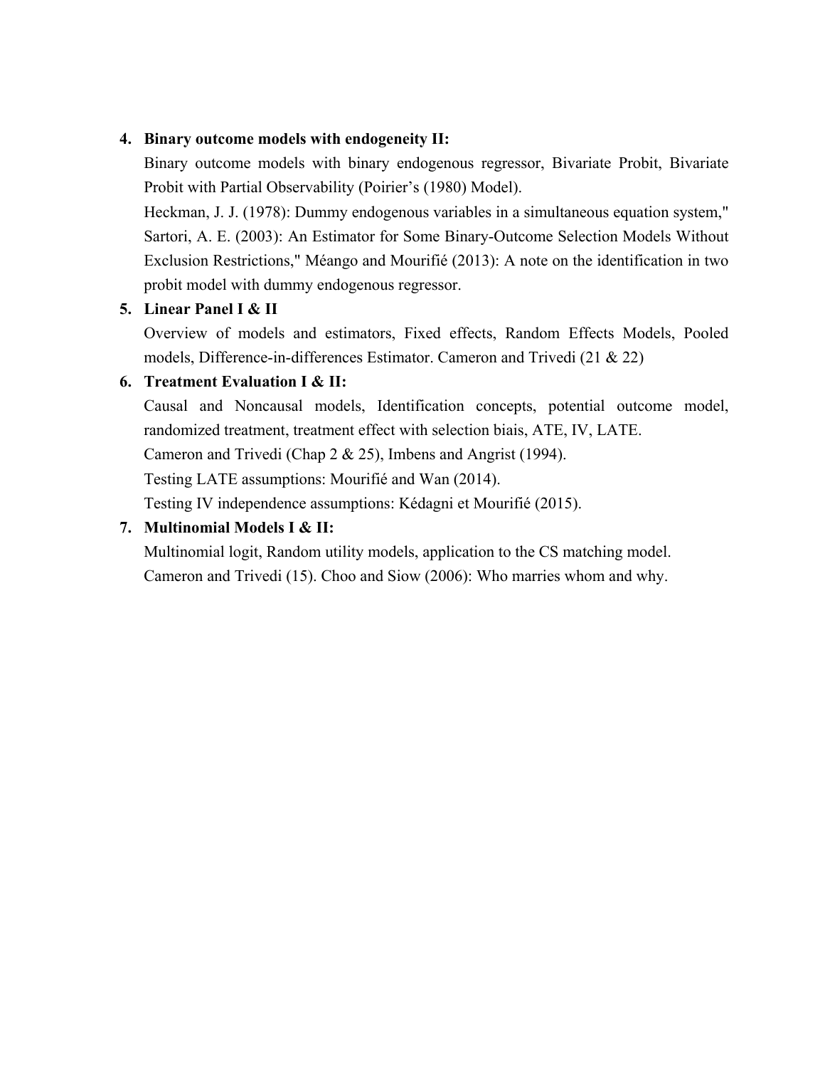4. **Binary outcome models with endogeneity II:**

   Binary outcome models with binary endogenous regressor, Bivariate Probit, Bivariate Probit with Partial Observability (Poirier's (1980) Model).

   Heckman, J. J. (1978): Dummy endogenous variables in a simultaneous equation system," Sartori, A. E. (2003): An Estimator for Some Binary-Outcome Selection Models Without Exclusion Restrictions," Méango and Mourifié (2013): A note on the identification in two probit model with dummy endogenous regressor.

5. **Linear Panel I & II**

   Overview of models and estimators, Fixed effects, Random Effects Models, Pooled models, Difference-in-differences Estimator. Cameron and Trivedi (21 & 22)

6. **Treatment Evaluation I & II:**

   Causal and Noncausal models, Identification concepts, potential outcome model, randomized treatment, treatment effect with selection biais, ATE, IV, LATE.

   Cameron and Trivedi (Chap 2 & 25), Imbens and Angrist (1994).

   Testing LATE assumptions: Mourifié and Wan (2014).

   Testing IV independence assumptions: Kédagni et Mourifié (2015).

7. **Multinomial Models I & II:**

   Multinomial logit, Random utility models, application to the CS matching model.

   Cameron and Trivedi (15). Choo and Siow (2006): Who marries whom and why.